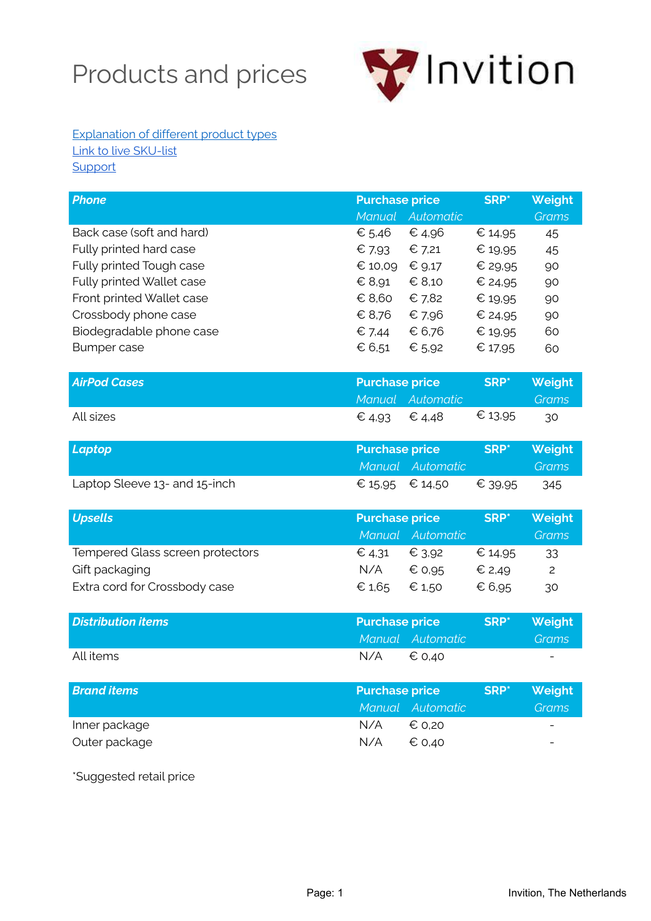# Products and prices

Invition

[Explanation of different product types](#)
[Link to live SKU-list](#)
[Support](#)

| ***Phone*** | **Purchase price** | | **SRP*** | **Weight** |
|---|---|---|---|---|
| | *Manual* | *Automatic* | | *Grams* |
| Back case (soft and hard) | € 5,46 | € 4,96 | € 14,95 | 45 |
| Fully printed hard case | € 7,93 | € 7,21 | € 19,95 | 45 |
| Fully printed Tough case | € 10,09 | € 9,17 | € 29,95 | 90 |
| Fully printed Wallet case | € 8,91 | € 8,10 | € 24,95 | 90 |
| Front printed Wallet case | € 8,60 | € 7,82 | € 19,95 | 90 |
| Crossbody phone case | € 8,76 | € 7,96 | € 24,95 | 90 |
| Biodegradable phone case | € 7,44 | € 6,76 | € 19,95 | 60 |
| Bumper case | € 6,51 | € 5,92 | € 17,95 | 60 |

| ***AirPod Cases*** | **Purchase price** | | **SRP*** | **Weight** |
|---|---|---|---|---|
| | *Manual* | *Automatic* | | *Grams* |
| All sizes | € 4,93 | € 4,48 | € 13,95 | 30 |

| ***Laptop*** | **Purchase price** | | **SRP*** | **Weight** |
|---|---|---|---|---|
| | *Manual* | *Automatic* | | *Grams* |
| Laptop Sleeve 13- and 15-inch | € 15,95 | € 14,50 | € 39,95 | 345 |

| ***Upsells*** | **Purchase price** | | **SRP*** | **Weight** |
|---|---|---|---|---|
| | *Manual* | *Automatic* | | *Grams* |
| Tempered Glass screen protectors | € 4,31 | € 3,92 | € 14,95 | 33 |
| Gift packaging | N/A | € 0,95 | € 2,49 | 2 |
| Extra cord for Crossbody case | € 1,65 | € 1,50 | € 6,95 | 30 |

| ***Distribution items*** | **Purchase price** | | **SRP*** | **Weight** |
|---|---|---|---|---|
| | *Manual* | *Automatic* | | *Grams* |
| All items | N/A | € 0,40 | | - |

| ***Brand items*** | **Purchase price** | | **SRP*** | **Weight** |
|---|---|---|---|---|
| | *Manual* | *Automatic* | | *Grams* |
| Inner package | N/A | € 0,20 | | - |
| Outer package | N/A | € 0,40 | | - |

*Suggested retail price

Invition, The Netherlands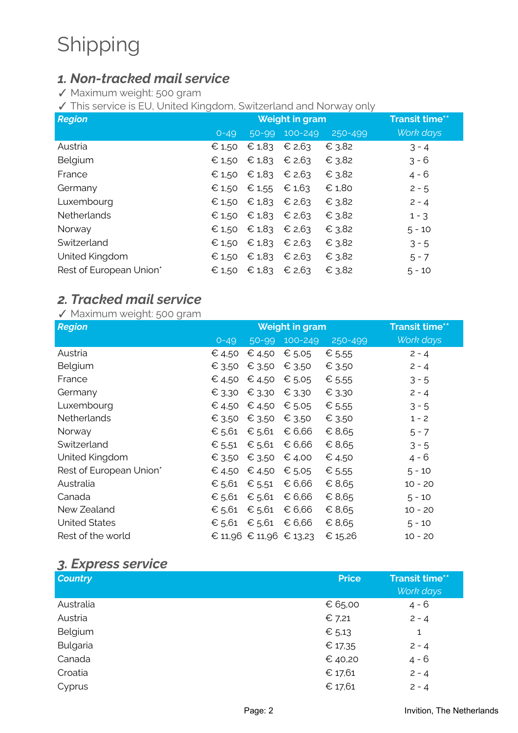# Shipping

## *1. Non-tracked mail service*

✓ Maximum weight: 500 gram
✓ This service is EU, United Kingdom, Switzerland and Norway only

| *Region* | Weight in gram | | | | Transit time** |
|---|---|---|---|---|---|
| | 0-49 | 50-99 | 100-249 | 250-499 | *Work days* |
| Austria | € 1,50 | € 1,83 | € 2,63 | € 3,82 | 3 - 4 |
| Belgium | € 1,50 | € 1,83 | € 2,63 | € 3,82 | 3 - 6 |
| France | € 1,50 | € 1,83 | € 2,63 | € 3,82 | 4 - 6 |
| Germany | € 1,50 | € 1,55 | € 1,63 | € 1,80 | 2 - 5 |
| Luxembourg | € 1,50 | € 1,83 | € 2,63 | € 3,82 | 2 - 4 |
| Netherlands | € 1,50 | € 1,83 | € 2,63 | € 3,82 | 1 - 3 |
| Norway | € 1,50 | € 1,83 | € 2,63 | € 3,82 | 5 - 10 |
| Switzerland | € 1,50 | € 1,83 | € 2,63 | € 3,82 | 3 - 5 |
| United Kingdom | € 1,50 | € 1,83 | € 2,63 | € 3,82 | 5 - 7 |
| Rest of European Union* | € 1,50 | € 1,83 | € 2,63 | € 3,82 | 5 - 10 |

## *2. Tracked mail service*

✓ Maximum weight: 500 gram

| *Region* | Weight in gram | | | | Transit time** |
|---|---|---|---|---|---|
| | 0-49 | 50-99 | 100-249 | 250-499 | *Work days* |
| Austria | € 4,50 | € 4,50 | € 5,05 | € 5,55 | 2 - 4 |
| Belgium | € 3,50 | € 3,50 | € 3,50 | € 3,50 | 2 - 4 |
| France | € 4,50 | € 4,50 | € 5,05 | € 5,55 | 3 - 5 |
| Germany | € 3,30 | € 3,30 | € 3,30 | € 3,30 | 2 - 4 |
| Luxembourg | € 4,50 | € 4,50 | € 5,05 | € 5,55 | 3 - 5 |
| Netherlands | € 3,50 | € 3,50 | € 3,50 | € 3,50 | 1 - 2 |
| Norway | € 5,61 | € 5,61 | € 6,66 | € 8,65 | 5 - 7 |
| Switzerland | € 5,51 | € 5,61 | € 6,66 | € 8,65 | 3 - 5 |
| United Kingdom | € 3,50 | € 3,50 | € 4,00 | € 4,50 | 4 - 6 |
| Rest of European Union* | € 4,50 | € 4,50 | € 5,05 | € 5,55 | 5 - 10 |
| Australia | € 5,61 | € 5,51 | € 6,66 | € 8,65 | 10 - 20 |
| Canada | € 5,61 | € 5,61 | € 6,66 | € 8,65 | 5 - 10 |
| New Zealand | € 5,61 | € 5,61 | € 6,66 | € 8,65 | 10 - 20 |
| United States | € 5,61 | € 5,61 | € 6,66 | € 8,65 | 5 - 10 |
| Rest of the world | € 11,96 | € 11,96 | € 13,23 | € 15,26 | 10 - 20 |

## *3. Express service*

| *Country* | Price | Transit time** |
|---|---|---|
| | | *Work days* |
| Australia | € 65,00 | 4 - 6 |
| Austria | € 7,21 | 2 - 4 |
| Belgium | € 5,13 | 1 |
| Bulgaria | € 17,35 | 2 - 4 |
| Canada | € 40,20 | 4 - 6 |
| Croatia | € 17,61 | 2 - 4 |
| Cyprus | € 17,61 | 2 - 4 |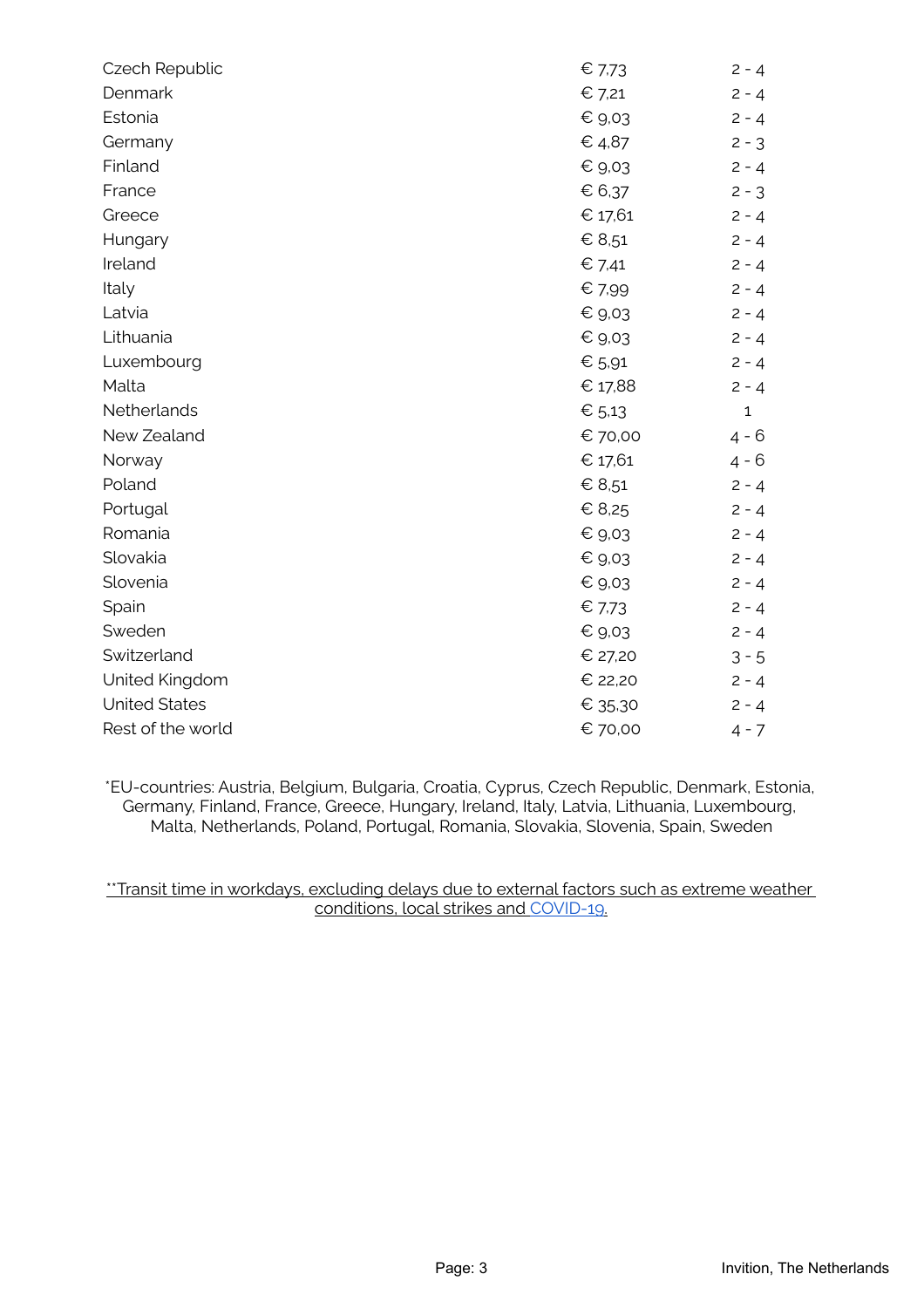| | | |
|---|---|---|
| Czech Republic | € 7,73 | 2 - 4 |
| Denmark | € 7,21 | 2 - 4 |
| Estonia | € 9,03 | 2 - 4 |
| Germany | € 4,87 | 2 - 3 |
| Finland | € 9,03 | 2 - 4 |
| France | € 6,37 | 2 - 3 |
| Greece | € 17,61 | 2 - 4 |
| Hungary | € 8,51 | 2 - 4 |
| Ireland | € 7,41 | 2 - 4 |
| Italy | € 7,99 | 2 - 4 |
| Latvia | € 9,03 | 2 - 4 |
| Lithuania | € 9,03 | 2 - 4 |
| Luxembourg | € 5,91 | 2 - 4 |
| Malta | € 17,88 | 2 - 4 |
| Netherlands | € 5,13 | 1 |
| New Zealand | € 70,00 | 4 - 6 |
| Norway | € 17,61 | 4 - 6 |
| Poland | € 8,51 | 2 - 4 |
| Portugal | € 8,25 | 2 - 4 |
| Romania | € 9,03 | 2 - 4 |
| Slovakia | € 9,03 | 2 - 4 |
| Slovenia | € 9,03 | 2 - 4 |
| Spain | € 7,73 | 2 - 4 |
| Sweden | € 9,03 | 2 - 4 |
| Switzerland | € 27,20 | 3 - 5 |
| United Kingdom | € 22,20 | 2 - 4 |
| United States | € 35,30 | 2 - 4 |
| Rest of the world | € 70,00 | 4 - 7 |

*EU-countries: Austria, Belgium, Bulgaria, Croatia, Cyprus, Czech Republic, Denmark, Estonia, Germany, Finland, France, Greece, Hungary, Ireland, Italy, Latvia, Lithuania, Luxembourg, Malta, Netherlands, Poland, Portugal, Romania, Slovakia, Slovenia, Spain, Sweden

**Transit time in workdays, excluding delays due to external factors such as extreme weather conditions, local strikes and COVID-19.